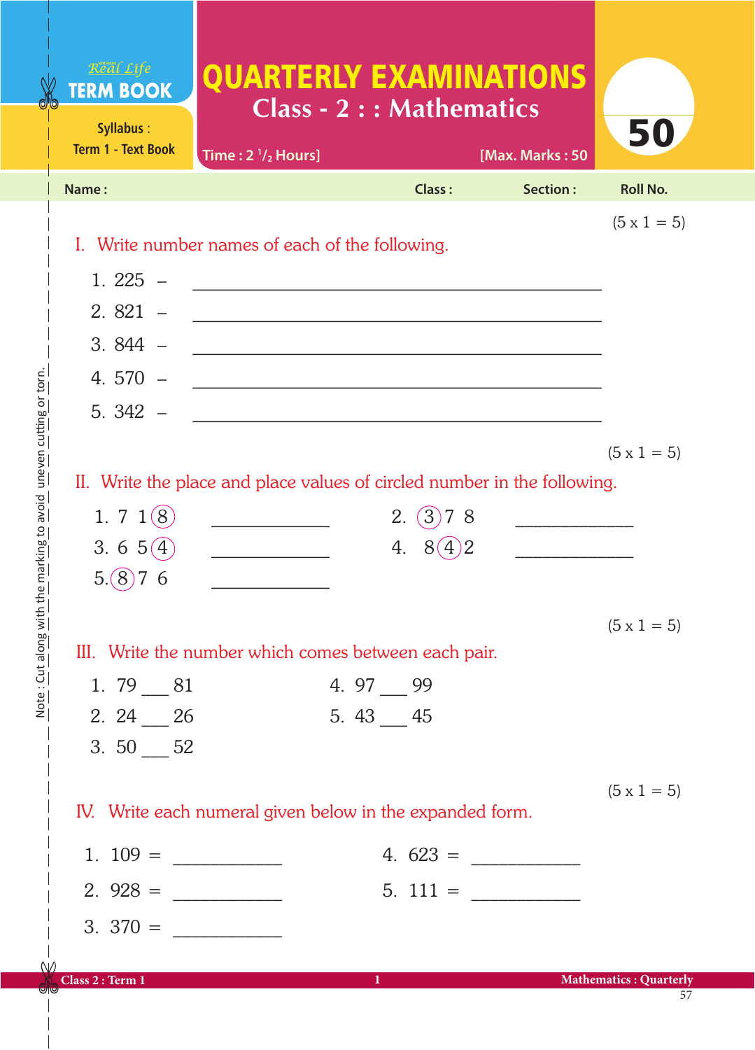Real Life **TERM BOOK**

Syllabus : Term 1 - Text Book

# QUARTERLY EXAMINATIONS

## Class - 2 : : Mathematics

**50**

Time : 2 $^1/_2$ Hours] [Max. Marks : 50

Name : Class : Section : Roll No.

(5 x 1 = 5)

### I. Write number names of each of the following.

1. 225 – ____________________
2. 821 – ____________________
3. 844 – ____________________
4. 570 – ____________________
5. 342 – ____________________

(5 x 1 = 5)

### II. Write the place and place values of circled number in the following.

1. 7 1 (8) ____________
2. (3) 7 8 ____________
3. 6 5 (4) ____________
4. 8 (4) 2 ____________
5. (8) 7 6 ____________

(5 x 1 = 5)

### III. Write the number which comes between each pair.

1. 79 ___ 81
2. 24 ___ 26
3. 50 ___ 52
4. 97 ___ 99
5. 43 ___ 45

(5 x 1 = 5)

### IV. Write each numeral given below in the expanded form.

1. 109 = ____________
2. 928 = ____________
3. 370 = ____________
4. 623 = ____________
5. 111 = ____________

Note : Cut along with the marking to avoid uneven cutting or torn.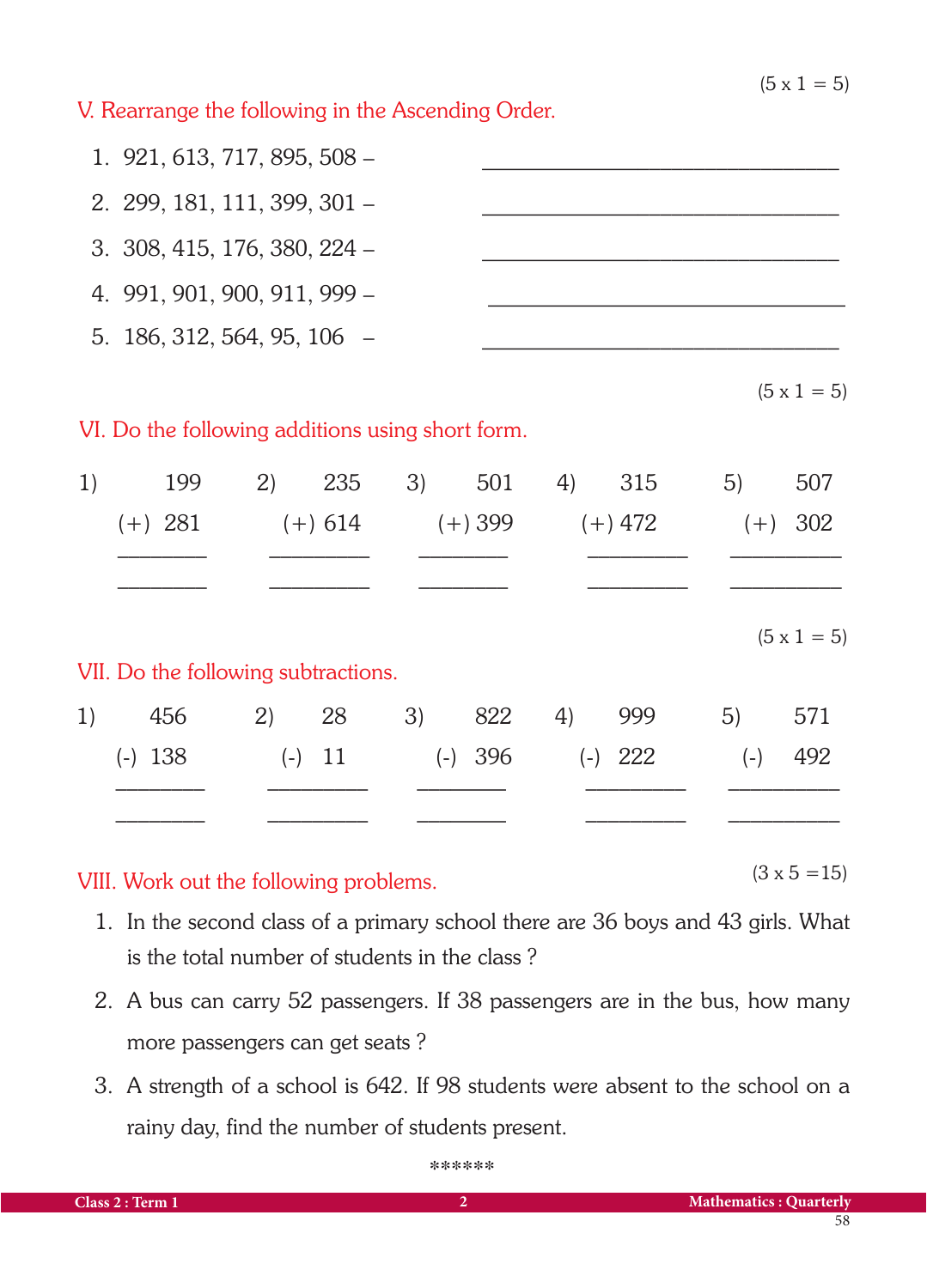(5 x 1 = 5)

## V. Rearrange the following in the Ascending Order.

1. 921, 613, 717, 895, 508 – ______________________________
2. 299, 181, 111, 399, 301 – ______________________________
3. 308, 415, 176, 380, 224 – ______________________________
4. 991, 901, 900, 911, 999 – ______________________________
5. 186, 312, 564, 95, 106 – ______________________________

(5 x 1 = 5)

## VI. Do the following additions using short form.

```
1)     199     2)     235     3)     501     4)     315     5)     507
   (+) 281        (+) 614        (+) 399        (+) 472        (+) 302
   _______        _______        _______        _______        _______
   _______        _______        _______        _______        _______
```

(5 x 1 = 5)

## VII. Do the following subtractions.

```
1)     456     2)     28      3)     822     4)     999     5)     571
   (-) 138        (-) 11         (-) 396        (-) 222        (-) 492
   _______        _______        _______        _______        _______
   _______        _______        _______        _______        _______
```

## VIII. Work out the following problems.

(3 x 5 =15)

1. In the second class of a primary school there are 36 boys and 43 girls. What is the total number of students in the class ?
2. A bus can carry 52 passengers. If 38 passengers are in the bus, how many more passengers can get seats ?
3. A strength of a school is 642. If 98 students were absent to the school on a rainy day, find the number of students present.

******